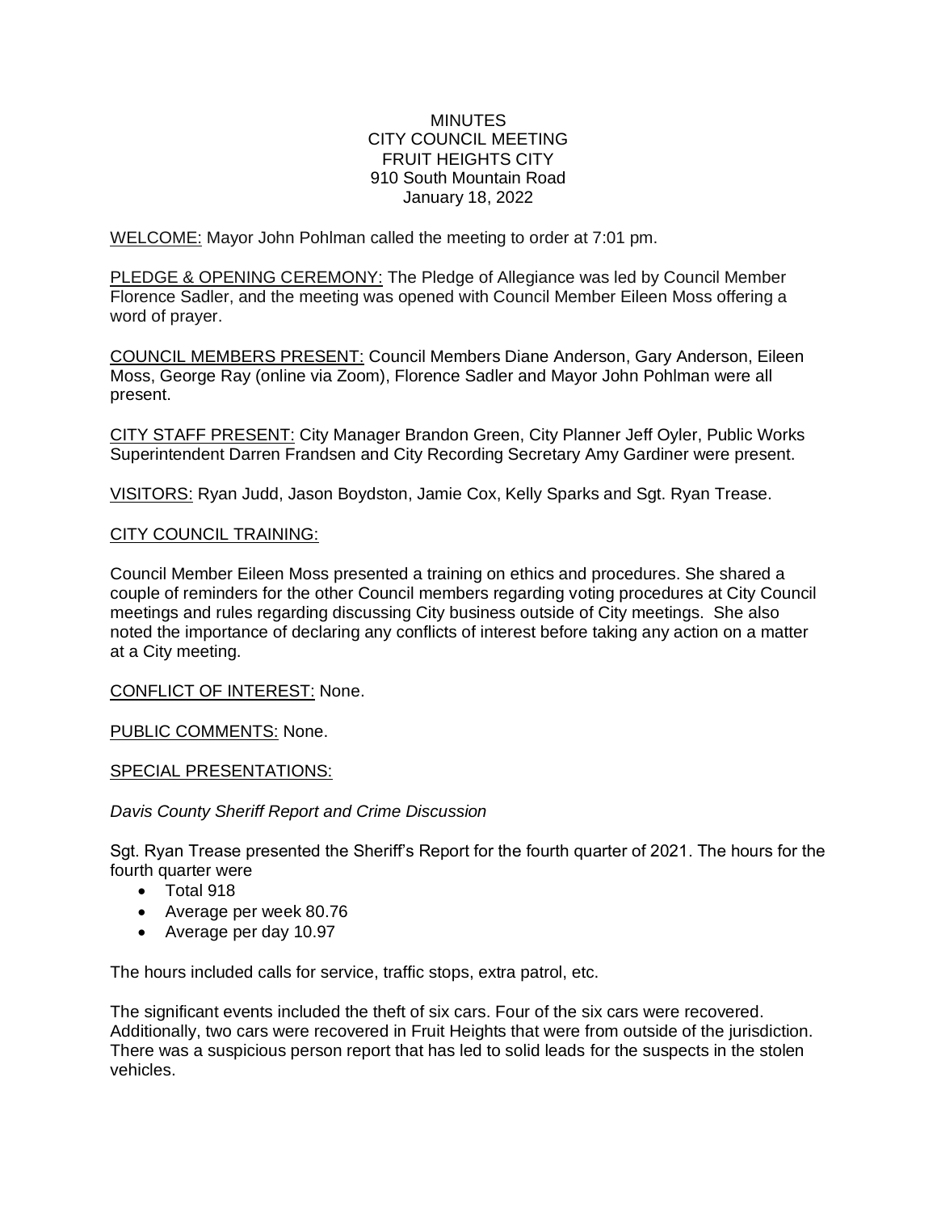MINUTES
CITY COUNCIL MEETING
FRUIT HEIGHTS CITY
910 South Mountain Road
January 18, 2022

WELCOME: Mayor John Pohlman called the meeting to order at 7:01 pm.

PLEDGE & OPENING CEREMONY: The Pledge of Allegiance was led by Council Member Florence Sadler, and the meeting was opened with Council Member Eileen Moss offering a word of prayer.

COUNCIL MEMBERS PRESENT: Council Members Diane Anderson, Gary Anderson, Eileen Moss, George Ray (online via Zoom), Florence Sadler and Mayor John Pohlman were all present.

CITY STAFF PRESENT: City Manager Brandon Green, City Planner Jeff Oyler, Public Works Superintendent Darren Frandsen and City Recording Secretary Amy Gardiner were present.

VISITORS: Ryan Judd, Jason Boydston, Jamie Cox, Kelly Sparks and Sgt. Ryan Trease.

CITY COUNCIL TRAINING:

Council Member Eileen Moss presented a training on ethics and procedures. She shared a couple of reminders for the other Council members regarding voting procedures at City Council meetings and rules regarding discussing City business outside of City meetings. She also noted the importance of declaring any conflicts of interest before taking any action on a matter at a City meeting.

CONFLICT OF INTEREST: None.

PUBLIC COMMENTS: None.

SPECIAL PRESENTATIONS:

*Davis County Sheriff Report and Crime Discussion*

Sgt. Ryan Trease presented the Sheriff's Report for the fourth quarter of 2021. The hours for the fourth quarter were

- Total 918
- Average per week 80.76
- Average per day 10.97

The hours included calls for service, traffic stops, extra patrol, etc.

The significant events included the theft of six cars. Four of the six cars were recovered. Additionally, two cars were recovered in Fruit Heights that were from outside of the jurisdiction. There was a suspicious person report that has led to solid leads for the suspects in the stolen vehicles.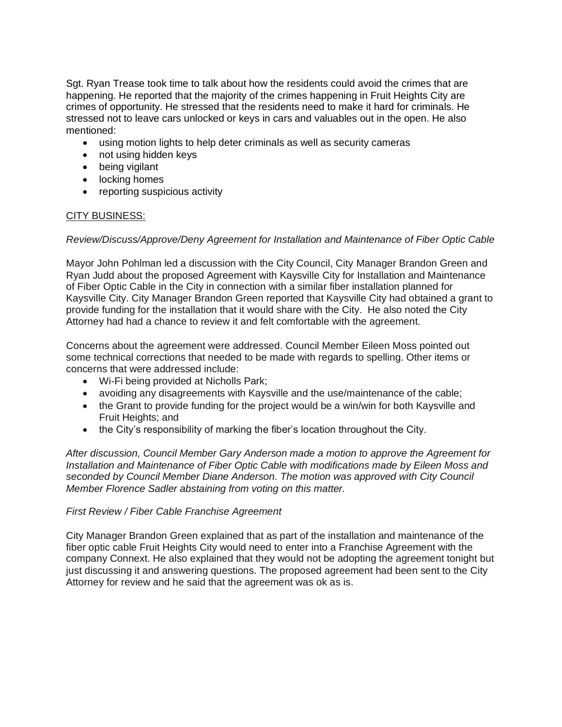Sgt. Ryan Trease took time to talk about how the residents could avoid the crimes that are happening. He reported that the majority of the crimes happening in Fruit Heights City are crimes of opportunity. He stressed that the residents need to make it hard for criminals. He stressed not to leave cars unlocked or keys in cars and valuables out in the open. He also mentioned:

- using motion lights to help deter criminals as well as security cameras
- not using hidden keys
- being vigilant
- locking homes
- reporting suspicious activity

<u>CITY BUSINESS:</u>

*Review/Discuss/Approve/Deny Agreement for Installation and Maintenance of Fiber Optic Cable*

Mayor John Pohlman led a discussion with the City Council, City Manager Brandon Green and Ryan Judd about the proposed Agreement with Kaysville City for Installation and Maintenance of Fiber Optic Cable in the City in connection with a similar fiber installation planned for Kaysville City. City Manager Brandon Green reported that Kaysville City had obtained a grant to provide funding for the installation that it would share with the City. He also noted the City Attorney had had a chance to review it and felt comfortable with the agreement.

Concerns about the agreement were addressed. Council Member Eileen Moss pointed out some technical corrections that needed to be made with regards to spelling. Other items or concerns that were addressed include:

- Wi-Fi being provided at Nicholls Park;
- avoiding any disagreements with Kaysville and the use/maintenance of the cable;
- the Grant to provide funding for the project would be a win/win for both Kaysville and Fruit Heights; and
- the City's responsibility of marking the fiber's location throughout the City.

*After discussion, Council Member Gary Anderson made a motion to approve the Agreement for Installation and Maintenance of Fiber Optic Cable with modifications made by Eileen Moss and seconded by Council Member Diane Anderson. The motion was approved with City Council Member Florence Sadler abstaining from voting on this matter.*

*First Review / Fiber Cable Franchise Agreement*

City Manager Brandon Green explained that as part of the installation and maintenance of the fiber optic cable Fruit Heights City would need to enter into a Franchise Agreement with the company Connext. He also explained that they would not be adopting the agreement tonight but just discussing it and answering questions. The proposed agreement had been sent to the City Attorney for review and he said that the agreement was ok as is.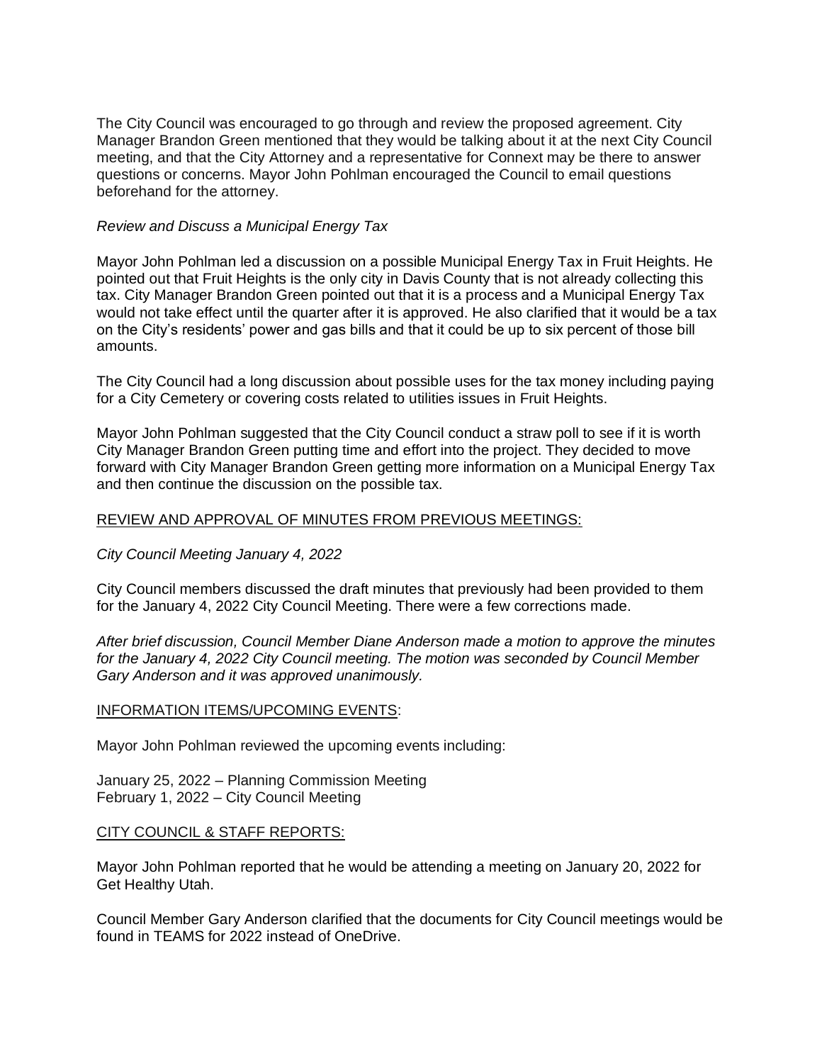The City Council was encouraged to go through and review the proposed agreement. City Manager Brandon Green mentioned that they would be talking about it at the next City Council meeting, and that the City Attorney and a representative for Connext may be there to answer questions or concerns. Mayor John Pohlman encouraged the Council to email questions beforehand for the attorney.

*Review and Discuss a Municipal Energy Tax*

Mayor John Pohlman led a discussion on a possible Municipal Energy Tax in Fruit Heights. He pointed out that Fruit Heights is the only city in Davis County that is not already collecting this tax. City Manager Brandon Green pointed out that it is a process and a Municipal Energy Tax would not take effect until the quarter after it is approved. He also clarified that it would be a tax on the City's residents' power and gas bills and that it could be up to six percent of those bill amounts.

The City Council had a long discussion about possible uses for the tax money including paying for a City Cemetery or covering costs related to utilities issues in Fruit Heights.

Mayor John Pohlman suggested that the City Council conduct a straw poll to see if it is worth City Manager Brandon Green putting time and effort into the project. They decided to move forward with City Manager Brandon Green getting more information on a Municipal Energy Tax and then continue the discussion on the possible tax.

<u>REVIEW AND APPROVAL OF MINUTES FROM PREVIOUS MEETINGS:</u>

*City Council Meeting January 4, 2022*

City Council members discussed the draft minutes that previously had been provided to them for the January 4, 2022 City Council Meeting. There were a few corrections made.

*After brief discussion, Council Member Diane Anderson made a motion to approve the minutes for the January 4, 2022 City Council meeting. The motion was seconded by Council Member Gary Anderson and it was approved unanimously.*

<u>INFORMATION ITEMS/UPCOMING EVENTS</u>:

Mayor John Pohlman reviewed the upcoming events including:

January 25, 2022 – Planning Commission Meeting
February 1, 2022 – City Council Meeting

<u>CITY COUNCIL & STAFF REPORTS:</u>

Mayor John Pohlman reported that he would be attending a meeting on January 20, 2022 for Get Healthy Utah.

Council Member Gary Anderson clarified that the documents for City Council meetings would be found in TEAMS for 2022 instead of OneDrive.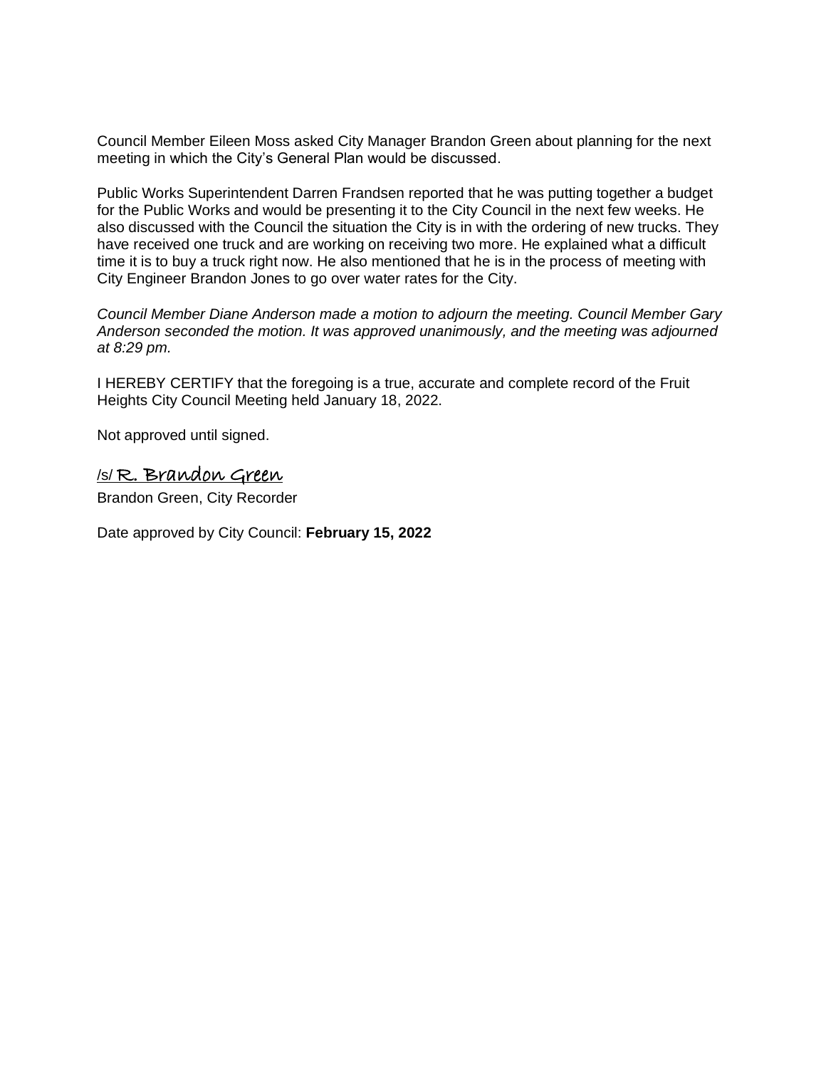Council Member Eileen Moss asked City Manager Brandon Green about planning for the next meeting in which the City's General Plan would be discussed.

Public Works Superintendent Darren Frandsen reported that he was putting together a budget for the Public Works and would be presenting it to the City Council in the next few weeks. He also discussed with the Council the situation the City is in with the ordering of new trucks. They have received one truck and are working on receiving two more. He explained what a difficult time it is to buy a truck right now. He also mentioned that he is in the process of meeting with City Engineer Brandon Jones to go over water rates for the City.

*Council Member Diane Anderson made a motion to adjourn the meeting. Council Member Gary Anderson seconded the motion. It was approved unanimously, and the meeting was adjourned at 8:29 pm.*

I HEREBY CERTIFY that the foregoing is a true, accurate and complete record of the Fruit Heights City Council Meeting held January 18, 2022.

Not approved until signed.

/s/ R. Brandon Green

Brandon Green, City Recorder

Date approved by City Council: **February 15, 2022**